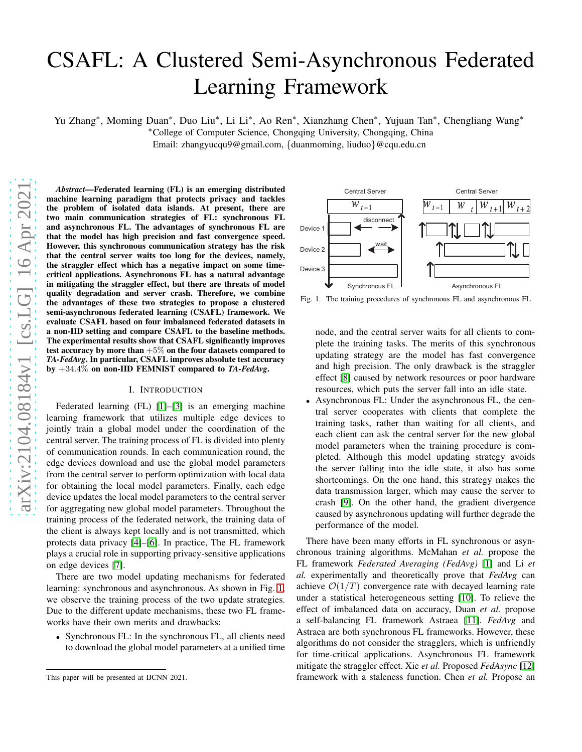# CSAFL: A Clustered Semi-Asynchronous Federated Learning Framework

Yu Zhang[*], Moming Duan[*], Duo Liu[*], Li Li[*], Ao Ren[*], Xianzhang Chen[*], Yujuan Tan[*], Chengliang Wang[*]

[*]College of Computer Science, Chongqing University, Chongqing, China

Email: zhangyucqu9@gmail.com, {duanmoming, liuduo}@cqu.edu.cn

***Abstract*—Federated learning (FL) is an emerging distributed machine learning paradigm that protects privacy and tackles the problem of isolated data islands. At present, there are two main communication strategies of FL: synchronous FL and asynchronous FL. The advantages of synchronous FL are that the model has high precision and fast convergence speed. However, this synchronous communication strategy has the risk that the central server waits too long for the devices, namely, the straggler effect which has a negative impact on some time-critical applications. Asynchronous FL has a natural advantage in mitigating the straggler effect, but there are threats of model quality degradation and server crash. Therefore, we combine the advantages of these two strategies to propose a clustered semi-asynchronous federated learning (CSAFL) framework. We evaluate CSAFL based on four imbalanced federated datasets in a non-IID setting and compare CSAFL to the baseline methods. The experimental results show that CSAFL significantly improves test accuracy by more than $+5\%$ on the four datasets compared to *TA-FedAvg*. In particular, CSAFL improves absolute test accuracy by $+34.4\%$ on non-IID FEMNIST compared to *TA-FedAvg*.**

## I. Introduction

Federated learning (FL) [1]–[3] is an emerging machine learning framework that utilizes multiple edge devices to jointly train a global model under the coordination of the central server. The training process of FL is divided into plenty of communication rounds. In each communication round, the edge devices download and use the global model parameters from the central server to perform optimization with local data for obtaining the local model parameters. Finally, each edge device updates the local model parameters to the central server for aggregating new global model parameters. Throughout the training process of the federated network, the training data of the client is always kept locally and is not transmitted, which protects data privacy [4]–[6]. In practice, The FL framework plays a crucial role in supporting privacy-sensitive applications on edge devices [7].

There are two model updating mechanisms for federated learning: synchronous and asynchronous. As shown in Fig. 1, we observe the training process of the two update strategies. Due to the different update mechanisms, these two FL frameworks have their own merits and drawbacks:

- Synchronous FL: In the synchronous FL, all clients need to download the global model parameters at a unified time node, and the central server waits for all clients to complete the training tasks. The merits of this synchronous updating strategy are the model has fast convergence and high precision. The only drawback is the straggler effect [8] caused by network resources or poor hardware resources, which puts the server fall into an idle state.
- Asynchronous FL: Under the asynchronous FL, the central server cooperates with clients that complete the training tasks, rather than waiting for all clients, and each client can ask the central server for the new global model parameters when the training procedure is completed. Although this model updating strategy avoids the server falling into the idle state, it also has some shortcomings. On the one hand, this strategy makes the data transmission larger, which may cause the server to crash [9]. On the other hand, the gradient divergence caused by asynchronous updating will further degrade the performance of the model.

Fig. 1. The training procedures of synchronous FL and asynchronous FL

There have been many efforts in FL synchronous or asynchronous training algorithms. McMahan *et al.* propose the FL framework *Federated Averaging (FedAvg)* [1] and Li *et al.* experimentally and theoretically prove that *FedAvg* can achieve $\mathcal{O}(1/T)$ convergence rate with decayed learning rate under a statistical heterogeneous setting [10]. To relieve the effect of imbalanced data on accuracy, Duan *et al.* propose a self-balancing FL framework Astraea [11]. *FedAvg* and Astraea are both synchronous FL frameworks. However, these algorithms do not consider the stragglers, which is unfriendly for time-critical applications. Asynchronous FL framework mitigate the straggler effect. Xie *et al.* Proposed *FedAsync* [12] framework with a staleness function. Chen *et al.* Propose an

This paper will be presented at IJCNN 2021.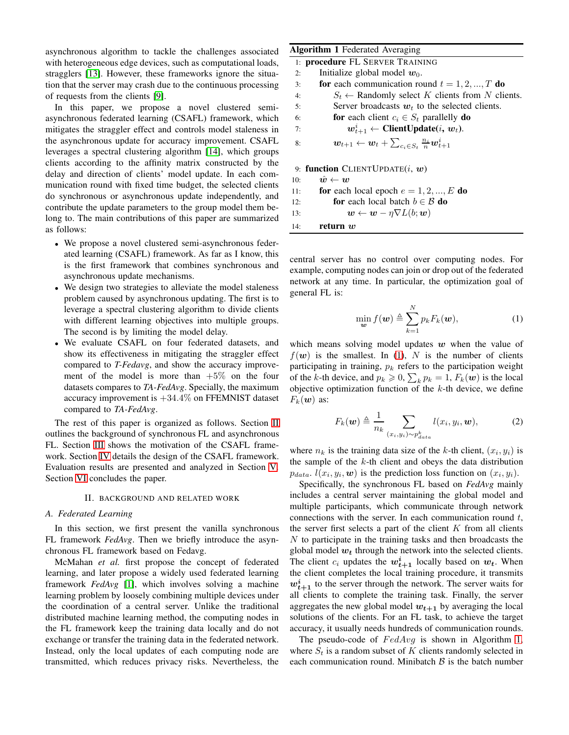asynchronous algorithm to tackle the challenges associated with heterogeneous edge devices, such as computational loads, stragglers [13]. However, these frameworks ignore the situation that the server may crash due to the continuous processing of requests from the clients [9].

In this paper, we propose a novel clustered semi-asynchronous federated learning (CSAFL) framework, which mitigates the straggler effect and controls model staleness in the asynchronous update for accuracy improvement. CSAFL leverages a spectral clustering algorithm [14], which groups clients according to the affinity matrix constructed by the delay and direction of clients' model update. In each communication round with fixed time budget, the selected clients do synchronous or asynchronous update independently, and contribute the update parameters to the group model them belong to. The main contributions of this paper are summarized as follows:

- We propose a novel clustered semi-asynchronous federated learning (CSAFL) framework. As far as I know, this is the first framework that combines synchronous and asynchronous update mechanisms.
- We design two strategies to alleviate the model staleness problem caused by asynchronous updating. The first is to leverage a spectral clustering algorithm to divide clients with different learning objectives into multiple groups. The second is by limiting the model delay.
- We evaluate CSAFL on four federated datasets, and show its effectiveness in mitigating the straggler effect compared to *T-Fedavg*, and show the accuracy improvement of the model is more than $+5\%$ on the four datasets compares to *TA-FedAvg*. Specially, the maximum accuracy improvement is $+34.4\%$ on FFEMNIST dataset compared to *TA-FedAvg*.

The rest of this paper is organized as follows. Section II outlines the background of synchronous FL and asynchronous FL. Section III shows the motivation of the CSAFL framework. Section IV details the design of the CSAFL framework. Evaluation results are presented and analyzed in Section V. Section VI concludes the paper.

## II. Background and Related Work

### A. Federated Learning

In this section, we first present the vanilla synchronous FL framework *FedAvg*. Then we briefly introduce the asynchronous FL framework based on Fedavg.

McMahan *et al.* first propose the concept of federated learning, and later propose a widely used federated learning framework *FedAvg* [1], which involves solving a machine learning problem by loosely combining multiple devices under the coordination of a central server. Unlike the traditional distributed machine learning method, the computing nodes in the FL framework keep the training data locally and do not exchange or transfer the training data in the federated network. Instead, only the local updates of each computing node are transmitted, which reduces privacy risks. Nevertheless, the central server has no control over computing nodes. For example, computing nodes can join or drop out of the federated network at any time. In particular, the optimization goal of general FL is:

$$\min_{\boldsymbol{w}} f(\boldsymbol{w}) \triangleq \sum_{k=1}^{N} p_k F_k(\boldsymbol{w}), \tag{1}$$

which means solving model updates $\boldsymbol{w}$ when the value of $f(\boldsymbol{w})$ is the smallest. In (1), $N$ is the number of clients participating in training, $p_k$ refers to the participation weight of the $k$-th device, and $p_k \geqslant 0, \sum_k p_k = 1$, $F_k(\boldsymbol{w})$ is the local objective optimization function of the $k$-th device, we define $F_k(\boldsymbol{w})$ as:

$$F_k(\boldsymbol{w}) \triangleq \frac{1}{n_k} \sum_{(x_i,y_i)\sim p_{data}^k} l(x_i, y_i, \boldsymbol{w}), \tag{2}$$

where $n_k$ is the training data size of the $k$-th client, $(x_i, y_i)$ is the sample of the $k$-th client and obeys the data distribution $p_{data}$. $l(x_i, y_i, \boldsymbol{w})$ is the prediction loss function on $(x_i, y_i)$.

Specifically, the synchronous FL based on *FedAvg* mainly includes a central server maintaining the global model and multiple participants, which communicate through network connections with the server. In each communication round $t$, the server first selects a part of the client $K$ from all clients $N$ to participate in the training tasks and then broadcasts the global model $\boldsymbol{w_t}$ through the network into the selected clients. The client $c_i$ updates the $\boldsymbol{w^i_{t+1}}$ locally based on $\boldsymbol{w_t}$. When the client completes the local training procedure, it transmits $\boldsymbol{w^i_{t+1}}$ to the server through the network. The server waits for all clients to complete the training task. Finally, the server aggregates the new global model $\boldsymbol{w_{t+1}}$ by averaging the local solutions of the clients. For an FL task, to achieve the target accuracy, it usually needs hundreds of communication rounds.

The pseudo-code of $FedAvg$ is shown in Algorithm 1, where $S_t$ is a random subset of $K$ clients randomly selected in each communication round. Minibatch $\mathcal{B}$ is the batch number

**Algorithm 1** Federated Averaging

```
1:  procedure FL SERVER TRAINING
2:      Initialize global model w_0.
3:      for each communication round t = 1, 2, ..., T do
4:          S_t ← Randomly select K clients from N clients.
5:          Server broadcasts w_t to the selected clients.
6:          for each client c_i ∈ S_t parallelly do
7:              w^i_{t+1} ← ClientUpdate(i, w_t).
8:          w_{t+1} ← w_t + Σ_{c_i ∈ S_t} (n_i / n) w^i_{t+1}

9:  function CLIENTUPDATE(i, w)
10:     ŵ ← w
11:     for each local epoch e = 1, 2, ..., E do
12:         for each local batch b ∈ B do
13:             w ← w − η∇L(b; w)
14:     return w
```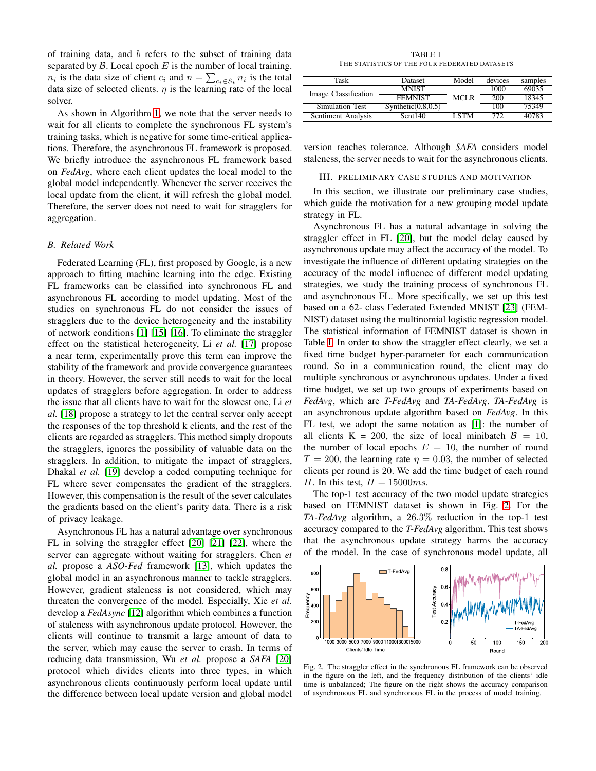of training data, and $b$ refers to the subset of training data separated by $\mathcal{B}$. Local epoch $E$ is the number of local training. $n_i$ is the data size of client $c_i$ and $n = \sum_{c_i \in S_t} n_i$ is the total data size of selected clients. $\eta$ is the learning rate of the local solver.

As shown in Algorithm 1, we note that the server needs to wait for all clients to complete the synchronous FL system's training tasks, which is negative for some time-critical applications. Therefore, the asynchronous FL framework is proposed. We briefly introduce the asynchronous FL framework based on *FedAvg*, where each client updates the local model to the global model independently. Whenever the server receives the local update from the client, it will refresh the global model. Therefore, the server does not need to wait for stragglers for aggregation.

### B. Related Work

Federated Learning (FL), first proposed by Google, is a new approach to fitting machine learning into the edge. Existing FL frameworks can be classified into synchronous FL and asynchronous FL according to model updating. Most of the studies on synchronous FL do not consider the issues of stragglers due to the device heterogeneity and the instability of network conditions [1] [15] [16]. To eliminate the straggler effect on the statistical heterogeneity, Li *et al.* [17] propose a near term, experimentally prove this term can improve the stability of the framework and provide convergence guarantees in theory. However, the server still needs to wait for the local updates of stragglers before aggregation. In order to address the issue that all clients have to wait for the slowest one, Li *et al.* [18] propose a strategy to let the central server only accept the responses of the top threshold k clients, and the rest of the clients are regarded as stragglers. This method simply dropouts the stragglers, ignores the possibility of valuable data on the stragglers. In addition, to mitigate the impact of stragglers, Dhakal *et al.* [19] develop a coded computing technique for FL where sever compensates the gradient of the stragglers. However, this compensation is the result of the sever calculates the gradients based on the client's parity data. There is a risk of privacy leakage.

Asynchronous FL has a natural advantage over synchronous FL in solving the straggler effect [20] [21] [22], where the server can aggregate without waiting for stragglers. Chen *et al.* propose a *ASO-Fed* framework [13], which updates the global model in an asynchronous manner to tackle stragglers. However, gradient staleness is not considered, which may threaten the convergence of the model. Especially, Xie *et al.* develop a *FedAsync* [12] algorithm which combines a function of staleness with asynchronous update protocol. However, the clients will continue to transmit a large amount of data to the server, which may cause the server to crash. In terms of reducing data transmission, Wu *et al.* propose a *SAFA* [20] protocol which divides clients into three types, in which asynchronous clients continuously perform local update until the difference between local update version and global model version reaches tolerance. Although *SAFA* considers model staleness, the server needs to wait for the asynchronous clients.

TABLE I
THE STATISTICS OF THE FOUR FEDERATED DATASETS

| Task | Dataset | Model | devices | samples |
|---|---|---|---|---|
| Image Classification | MNIST | MCLR | 1000 | 69035 |
| | FEMNIST | | 200 | 18345 |
| Simulation Test | Synthetic(0.8,0.5) | | 100 | 75349 |
| Sentiment Analysis | Sent140 | LSTM | 772 | 40783 |

## III. PRELIMINARY CASE STUDIES AND MOTIVATION

In this section, we illustrate our preliminary case studies, which guide the motivation for a new grouping model update strategy in FL.

Asynchronous FL has a natural advantage in solving the straggler effect in FL [20], but the model delay caused by asynchronous update may affect the accuracy of the model. To investigate the influence of different updating strategies on the accuracy of the model influence of different model updating strategies, we study the training process of synchronous FL and asynchronous FL. More specifically, we set up this test based on a 62- class Federated Extended MNIST [23] (FEMNIST) dataset using the multinomial logistic regression model. The statistical information of FEMNIST dataset is shown in Table I. In order to show the straggler effect clearly, we set a fixed time budget hyper-parameter for each communication round. So in a communication round, the client may do multiple synchronous or asynchronous updates. Under a fixed time budget, we set up two groups of experiments based on *FedAvg*, which are *T-FedAvg* and *TA-FedAvg*. *TA-FedAvg* is an asynchronous update algorithm based on *FedAvg*. In this FL test, we adopt the same notation as [1]: the number of all clients K = 200, the size of local minibatch $\mathcal{B} = 10$, the number of local epochs $E = 10$, the number of round $T = 200$, the learning rate $\eta = 0.03$, the number of selected clients per round is 20. We add the time budget of each round $H$. In this test, $H = 15000ms$.

The top-1 test accuracy of the two model update strategies based on FEMNIST dataset is shown in Fig. 2. For the *TA-FedAvg* algorithm, a 26.3% reduction in the top-1 test accuracy compared to the *T-FedAvg* algorithm. This test shows that the asynchronous update strategy harms the accuracy of the model. In the case of synchronous model update, all

Fig. 2. The straggler effect in the synchronous FL framework can be observed in the figure on the left, and the frequency distribution of the clients' idle time is unbalanced; The figure on the right shows the accuracy comparison of asynchronous FL and synchronous FL in the process of model training.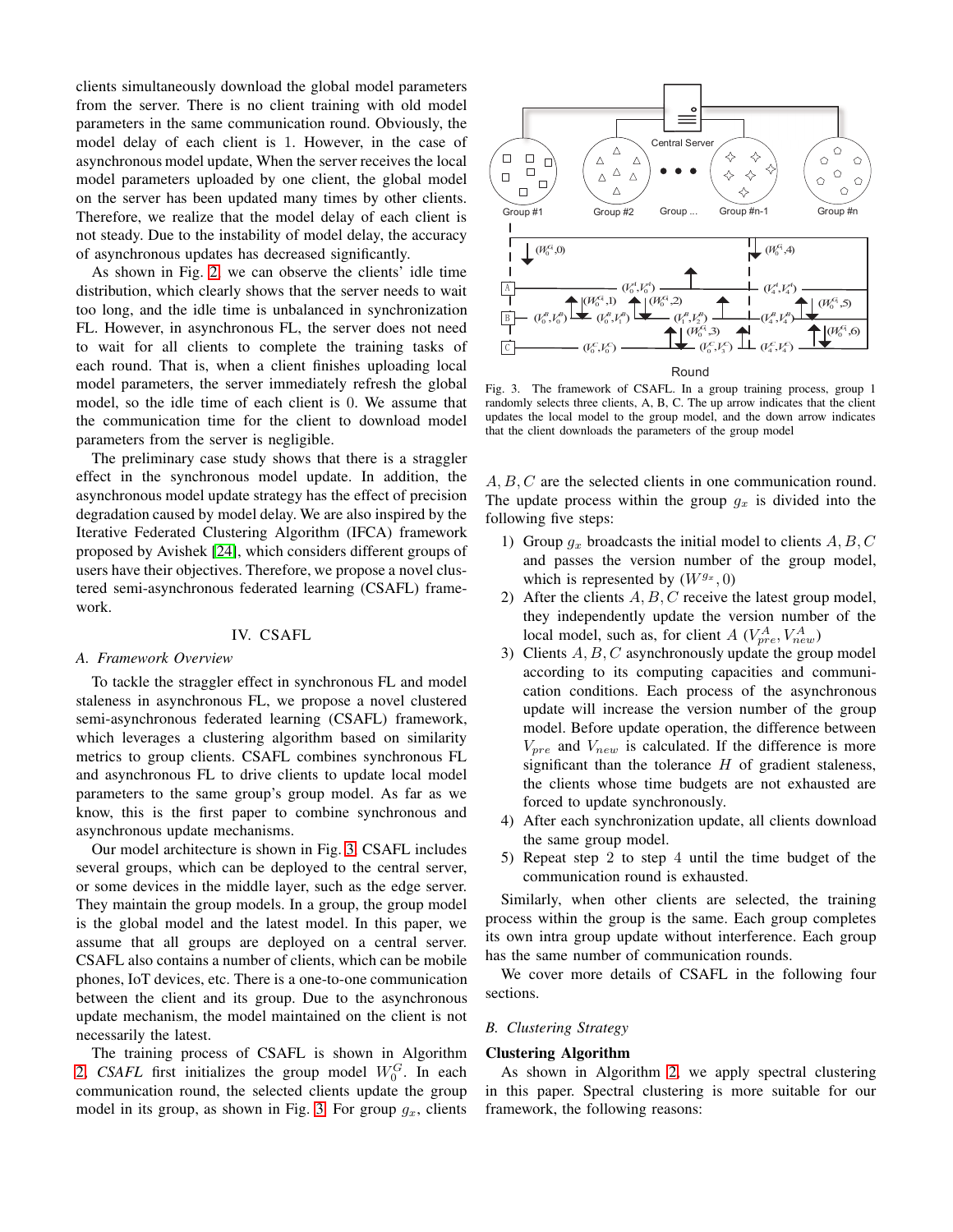clients simultaneously download the global model parameters from the server. There is no client training with old model parameters in the same communication round. Obviously, the model delay of each client is 1. However, in the case of asynchronous model update, When the server receives the local model parameters uploaded by one client, the global model on the server has been updated many times by other clients. Therefore, we realize that the model delay of each client is not steady. Due to the instability of model delay, the accuracy of asynchronous updates has decreased significantly.

As shown in Fig. 2, we can observe the clients' idle time distribution, which clearly shows that the server needs to wait too long, and the idle time is unbalanced in synchronization FL. However, in asynchronous FL, the server does not need to wait for all clients to complete the training tasks of each round. That is, when a client finishes uploading local model parameters, the server immediately refresh the global model, so the idle time of each client is 0. We assume that the communication time for the client to download model parameters from the server is negligible.

The preliminary case study shows that there is a straggler effect in the synchronous model update. In addition, the asynchronous model update strategy has the effect of precision degradation caused by model delay. We are also inspired by the Iterative Federated Clustering Algorithm (IFCA) framework proposed by Avishek [24], which considers different groups of users have their objectives. Therefore, we propose a novel clustered semi-asynchronous federated learning (CSAFL) framework.

## IV. CSAFL

### A. Framework Overview

To tackle the straggler effect in synchronous FL and model staleness in asynchronous FL, we propose a novel clustered semi-asynchronous federated learning (CSAFL) framework, which leverages a clustering algorithm based on similarity metrics to group clients. CSAFL combines synchronous FL and asynchronous FL to drive clients to update local model parameters to the same group's group model. As far as we know, this is the first paper to combine synchronous and asynchronous update mechanisms.

Our model architecture is shown in Fig. 3. CSAFL includes several groups, which can be deployed to the central server, or some devices in the middle layer, such as the edge server. They maintain the group models. In a group, the group model is the global model and the latest model. In this paper, we assume that all groups are deployed on a central server. CSAFL also contains a number of clients, which can be mobile phones, IoT devices, etc. There is a one-to-one communication between the client and its group. Due to the asynchronous update mechanism, the model maintained on the client is not necessarily the latest.

The training process of CSAFL is shown in Algorithm 2. *CSAFL* first initializes the group model $W_0^G$. In each communication round, the selected clients update the group model in its group, as shown in Fig. 3. For group $g_x$, clients $A, B, C$ are the selected clients in one communication round. The update process within the group $g_x$ is divided into the following five steps:

1) Group $g_x$ broadcasts the initial model to clients $A, B, C$ and passes the version number of the group model, which is represented by $(W^{g_x}, 0)$
2) After the clients $A, B, C$ receive the latest group model, they independently update the version number of the local model, such as, for client $A$ $(V_{pre}^A, V_{new}^A)$
3) Clients $A, B, C$ asynchronously update the group model according to its computing capacities and communication conditions. Each process of the asynchronous update will increase the version number of the group model. Before update operation, the difference between $V_{pre}$ and $V_{new}$ is calculated. If the difference is more significant than the tolerance $H$ of gradient staleness, the clients whose time budgets are not exhausted are forced to update synchronously.
4) After each synchronization update, all clients download the same group model.
5) Repeat step 2 to step 4 until the time budget of the communication round is exhausted.

Fig. 3. The framework of CSAFL. In a group training process, group 1 randomly selects three clients, A, B, C. The up arrow indicates that the client updates the local model to the group model, and the down arrow indicates that the client downloads the parameters of the group model

Similarly, when other clients are selected, the training process within the group is the same. Each group completes its own intra group update without interference. Each group has the same number of communication rounds.

We cover more details of CSAFL in the following four sections.

### B. Clustering Strategy

**Clustering Algorithm**

As shown in Algorithm 2, we apply spectral clustering in this paper. Spectral clustering is more suitable for our framework, the following reasons: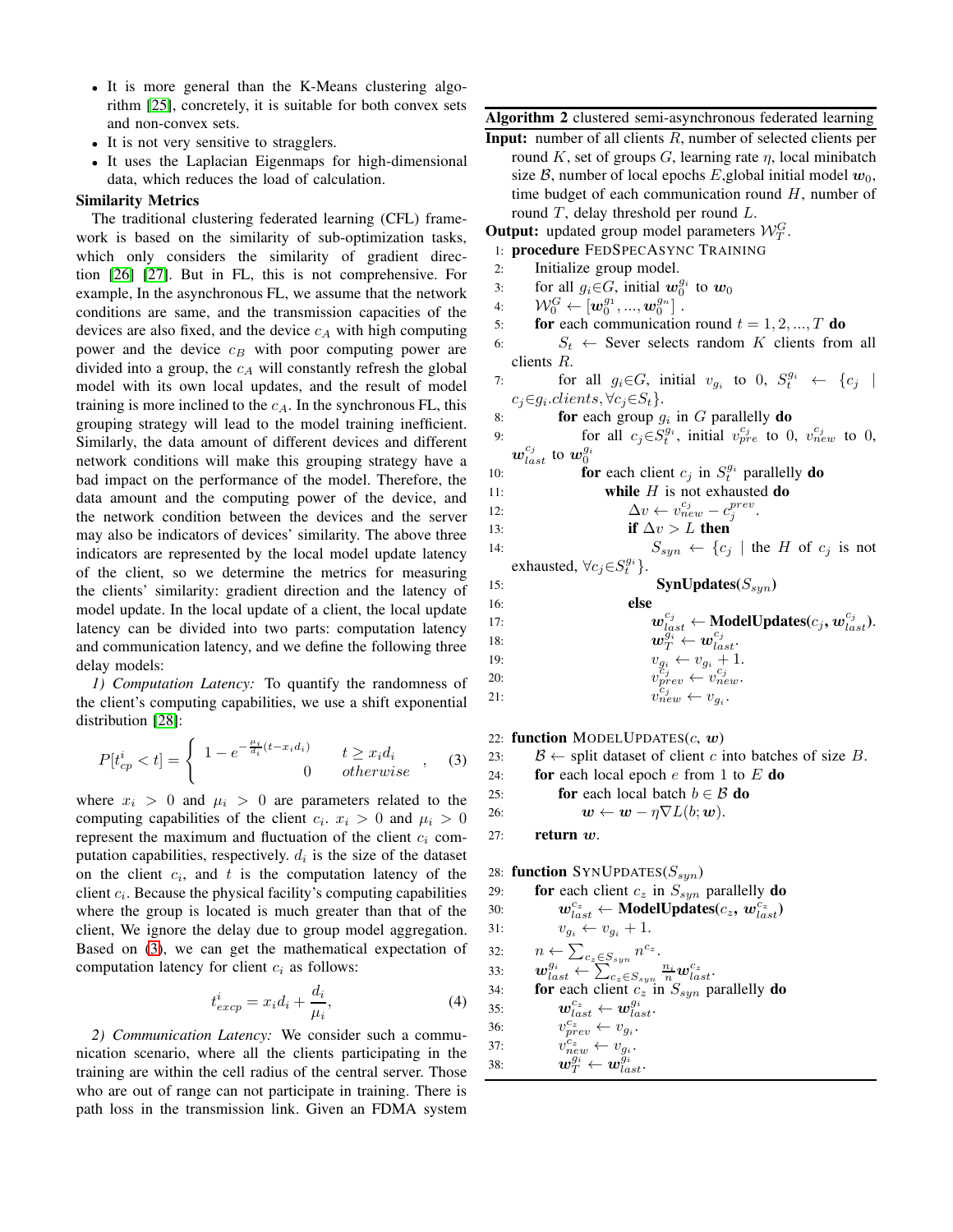- It is more general than the K-Means clustering algorithm [25], concretely, it is suitable for both convex sets and non-convex sets.
- It is not very sensitive to stragglers.
- It uses the Laplacian Eigenmaps for high-dimensional data, which reduces the load of calculation.

**Similarity Metrics**

The traditional clustering federated learning (CFL) framework is based on the similarity of sub-optimization tasks, which only considers the similarity of gradient direction [26] [27]. But in FL, this is not comprehensive. For example, In the asynchronous FL, we assume that the network conditions are same, and the transmission capacities of the devices are also fixed, and the device $c_A$ with high computing power and the device $c_B$ with poor computing power are divided into a group, the $c_A$ will constantly refresh the global model with its own local updates, and the result of model training is more inclined to the $c_A$. In the synchronous FL, this grouping strategy will lead to the model training inefficient. Similarly, the data amount of different devices and different network conditions will make this grouping strategy have a bad impact on the performance of the model. Therefore, the data amount and the computing power of the device, and the network condition between the devices and the server may also be indicators of devices' similarity. The above three indicators are represented by the local model update latency of the client, so we determine the metrics for measuring the clients' similarity: gradient direction and the latency of model update. In the local update of a client, the local update latency can be divided into two parts: computation latency and communication latency, and we define the following three delay models:

*1) Computation Latency:* To quantify the randomness of the client's computing capabilities, we use a shift exponential distribution [28]:

$$P[t_{cp}^i < t] = \begin{cases} 1 - e^{-\frac{\mu_i}{d_i}(t - x_i d_i)} & t \geq x_i d_i \\ 0 & otherwise \end{cases}, \quad (3)$$

where $x_i > 0$ and $\mu_i > 0$ are parameters related to the computing capabilities of the client $c_i$. $x_i > 0$ and $\mu_i > 0$ represent the maximum and fluctuation of the client $c_i$ computation capabilities, respectively. $d_i$ is the size of the dataset on the client $c_i$, and $t$ is the computation latency of the client $c_i$. Because the physical facility's computing capabilities where the group is located is much greater than that of the client, We ignore the delay due to group model aggregation. Based on (3), we can get the mathematical expectation of computation latency for client $c_i$ as follows:

$$t_{excp}^i = x_i d_i + \frac{d_i}{\mu_i}, \quad (4)$$

*2) Communication Latency:* We consider such a communication scenario, where all the clients participating in the training are within the cell radius of the central server. Those who are out of range can not participate in training. There is path loss in the transmission link. Given an FDMA system

**Algorithm 2** clustered semi-asynchronous federated learning

**Input:** number of all clients $R$, number of selected clients per round $K$, set of groups $G$, learning rate $\eta$, local minibatch size $\mathcal{B}$, number of local epochs $E$,global initial model $\boldsymbol{w}_0$, time budget of each communication round $H$, number of round $T$, delay threshold per round $L$.

**Output:** updated group model parameters $\mathcal{W}_T^G$.

```
1:  procedure FEDSPECASYNC TRAINING
2:      Initialize group model.
3:      for all g_i∈G, initial w_0^{g_i} to w_0
4:      W_0^G ← [w_0^{g_1}, ..., w_0^{g_n}] .
5:      for each communication round t = 1, 2, ..., T do
6:          S_t ← Sever selects random K clients from all clients R.
7:          for all g_i∈G, initial v_{g_i} to 0, S_t^{g_i} ← {c_j | c_j∈g_i.clients, ∀c_j∈S_t}.
8:          for each group g_i in G parallelly do
9:              for all c_j∈S_t^{g_i}, initial v_{pre}^{c_j} to 0, v_{new}^{c_j} to 0, w_{last}^{c_j} to w_0^{g_i}
10:             for each client c_j in S_t^{g_i} parallelly do
11:                 while H is not exhausted do
12:                     Δv ← v_{new}^{c_j} − c_j^{prev}.
13:                     if Δv > L then
14:                         S_syn ← {c_j | the H of c_j is not exhausted, ∀c_j∈S_t^{g_i}}.
15:                         SynUpdates(S_syn)
16:                     else
17:                         w_{last}^{c_j} ← ModelUpdates(c_j, w_{last}^{c_j}).
18:                         w_T^{g_i} ← w_{last}^{c_j}.
19:                         v_{g_i} ← v_{g_i} + 1.
20:                         v_{prev}^{c_j} ← v_{new}^{c_j}.
21:                         v_{new}^{c_j} ← v_{g_i}.

22: function MODELUPDATES(c, w)
23:     B ← split dataset of client c into batches of size B.
24:     for each local epoch e from 1 to E do
25:         for each local batch b ∈ B do
26:             w ← w − η∇L(b; w).
27:     return w.

28: function SYNUPDATES(S_syn)
29:     for each client c_z in S_syn parallelly do
30:         w_{last}^{c_z} ← ModelUpdates(c_z, w_{last}^{c_z})
31:         v_{g_i} ← v_{g_i} + 1.
32:     n ← Σ_{c_z∈S_syn} n^{c_z}.
33:     w_{last}^{g_i} ← Σ_{c_z∈S_syn} (n_i/n) w_{last}^{c_z}.
34:     for each client c_z in S_syn parallelly do
35:         w_{last}^{c_z} ← w_{last}^{g_i}.
36:         v_{prev}^{c_z} ← v_{g_i}.
37:         v_{new}^{c_z} ← v_{g_i}.
38:         w_T^{g_i} ← w_{last}^{g_i}.
```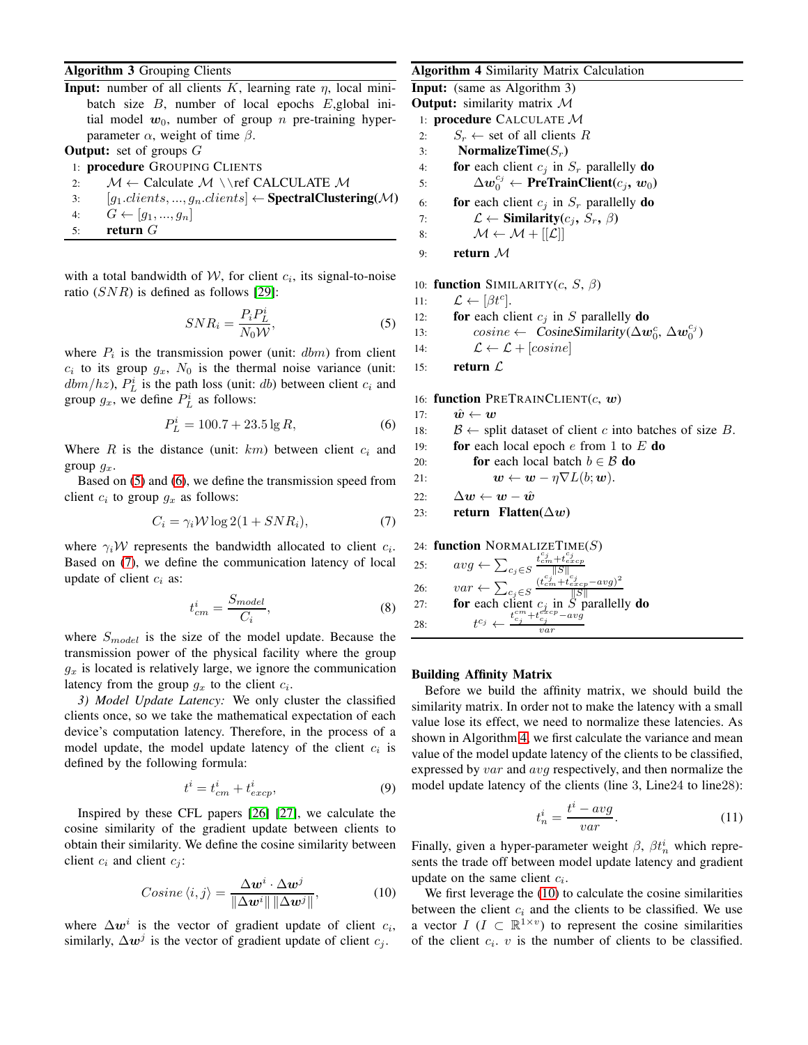**Algorithm 3** Grouping Clients

**Input:** number of all clients $K$, learning rate $\eta$, local mini-batch size $B$, number of local epochs $E$, global initial model $\boldsymbol{w}_0$, number of group $n$ pre-training hyper-parameter $\alpha$, weight of time $\beta$.

**Output:** set of groups $G$

```
1: procedure GROUPING CLIENTS
2:     M ← Calculate M \\ref CALCULATE M
3:     [g_1.clients, ..., g_n.clients] ← SpectralClustering(M)
4:     G ← [g_1, ..., g_n]
5:     return G
```

with a total bandwidth of $\mathcal{W}$, for client $c_i$, its signal-to-noise ratio ($SNR$) is defined as follows [29]:

$$SNR_i = \frac{P_i P_L^i}{N_0 \mathcal{W}}, \tag{5}$$

where $P_i$ is the transmission power (unit: $dbm$) from client $c_i$ to its group $g_x$, $N_0$ is the thermal noise variance (unit: $dbm/hz$), $P_L^i$ is the path loss (unit: $db$) between client $c_i$ and group $g_x$, we define $P_L^i$ as follows:

$$P_L^i = 100.7 + 23.5 \lg R, \tag{6}$$

Where $R$ is the distance (unit: $km$) between client $c_i$ and group $g_x$.

Based on (5) and (6), we define the transmission speed from client $c_i$ to group $g_x$ as follows:

$$C_i = \gamma_i \mathcal{W} \log 2(1 + SNR_i), \tag{7}$$

where $\gamma_i \mathcal{W}$ represents the bandwidth allocated to client $c_i$. Based on (7), we define the communication latency of local update of client $c_i$ as:

$$t_{cm}^i = \frac{S_{model}}{C_i}, \tag{8}$$

where $S_{model}$ is the size of the model update. Because the transmission power of the physical facility where the group $g_x$ is located is relatively large, we ignore the communication latency from the group $g_x$ to the client $c_i$.

*3) Model Update Latency:* We only cluster the classified clients once, so we take the mathematical expectation of each device's computation latency. Therefore, in the process of a model update, the model update latency of the client $c_i$ is defined by the following formula:

$$t^i = t_{cm}^i + t_{excp}^i, \tag{9}$$

Inspired by these CFL papers [26] [27], we calculate the cosine similarity of the gradient update between clients to obtain their similarity. We define the cosine similarity between client $c_i$ and client $c_j$:

$$Cosine\langle i, j \rangle = \frac{\Delta \boldsymbol{w}^i \cdot \Delta \boldsymbol{w}^j}{\|\Delta \boldsymbol{w}^i\| \|\Delta \boldsymbol{w}^j\|}, \tag{10}$$

where $\Delta \boldsymbol{w}^i$ is the vector of gradient update of client $c_i$, similarly, $\Delta \boldsymbol{w}^j$ is the vector of gradient update of client $c_j$.

**Algorithm 4** Similarity Matrix Calculation

**Input:** (same as Algorithm 3)

**Output:** similarity matrix $\mathcal{M}$

```
1: procedure CALCULATE M
2:     S_r ← set of all clients R
3:     NormalizeTime(S_r)
4:     for each client c_j in S_r parallelly do
5:         Δw_0^{c_j} ← PreTrainClient(c_j, w_0)
6:     for each client c_j in S_r parallelly do
7:         L ← Similarity(c_j, S_r, β)
8:         M ← M + [[L]]
9:     return M

10: function SIMILARITY(c, S, β)
11:     L ← [β t^c].
12:     for each client c_j in S parallelly do
13:         cosine ← CosineSimilarity(Δw_0^c, Δw_0^{c_j})
14:         L ← L + [cosine]
15:     return L

16: function PRETRAINCLIENT(c, w)
17:     ŵ ← w
18:     B ← split dataset of client c into batches of size B.
19:     for each local epoch e from 1 to E do
20:         for each local batch b ∈ B do
21:             w ← w − η∇L(b; w).
22:     Δw ← w − ŵ
23:     return Flatten(Δw)

24: function NORMALIZETIME(S)
25:     avg ← Σ_{c_j ∈ S} (t_cm^{c_j} + t_excp^{c_j}) / ||S||
26:     var ← Σ_{c_j ∈ S} (t_cm^{c_j} + t_excp^{c_j} − avg)^2 / ||S||
27:     for each client c_j in S parallelly do
28:         t^{c_j} ← (t_{c_j}^{cm} + t_{c_j}^{excp} − avg) / var
```

**Building Affinity Matrix**

Before we build the affinity matrix, we should build the similarity matrix. In order not to make the latency with a small value lose its effect, we need to normalize these latencies. As shown in Algorithm 4, we first calculate the variance and mean value of the model update latency of the clients to be classified, expressed by $var$ and $avg$ respectively, and then normalize the model update latency of the clients (line 3, Line24 to line28):

$$t_n^i = \frac{t^i - avg}{var}. \tag{11}$$

Finally, given a hyper-parameter weight $\beta$, $\beta t_n^i$ which represents the trade off between model update latency and gradient update on the same client $c_i$.

We first leverage the (10) to calculate the cosine similarities between the client $c_i$ and the clients to be classified. We use a vector $I$ ($I \subset \mathbb{R}^{1 \times v}$) to represent the cosine similarities of the client $c_i$. $v$ is the number of clients to be classified.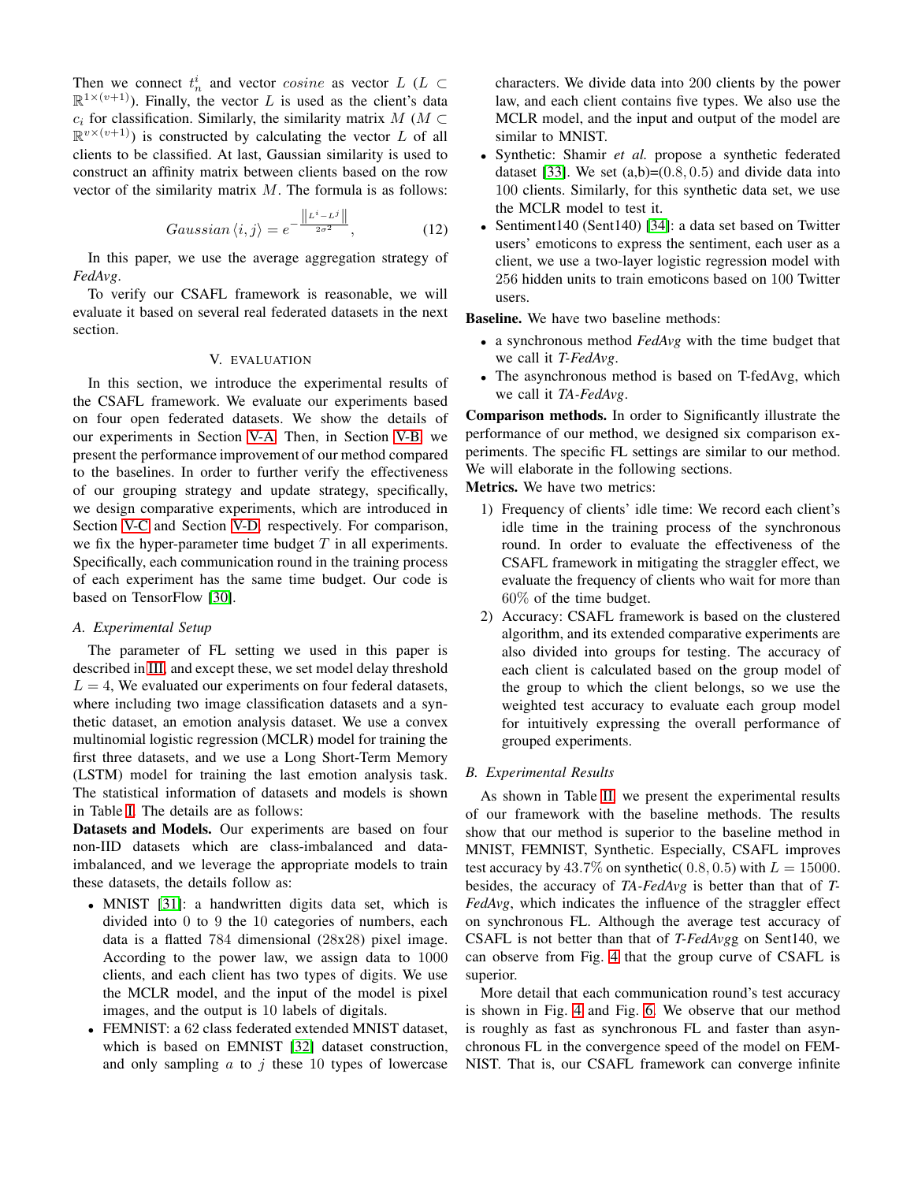Then we connect $t_n^i$ and vector *cosine* as vector $L$ ($L \subset \mathbb{R}^{1\times(v+1)}$). Finally, the vector $L$ is used as the client's data $c_i$ for classification. Similarly, the similarity matrix $M$ ($M \subset \mathbb{R}^{v\times(v+1)}$) is constructed by calculating the vector $L$ of all clients to be classified. At last, Gaussian similarity is used to construct an affinity matrix between clients based on the row vector of the similarity matrix $M$. The formula is as follows:

$$Gaussian\left\langle i,j\right\rangle = e^{-\frac{\left\| L^i - L^j \right\|}{2\sigma^2}}, \tag{12}$$

In this paper, we use the average aggregation strategy of *FedAvg*.

To verify our CSAFL framework is reasonable, we will evaluate it based on several real federated datasets in the next section.

## V. Evaluation

In this section, we introduce the experimental results of the CSAFL framework. We evaluate our experiments based on four open federated datasets. We show the details of our experiments in Section V-A. Then, in Section V-B, we present the performance improvement of our method compared to the baselines. In order to further verify the effectiveness of our grouping strategy and update strategy, specifically, we design comparative experiments, which are introduced in Section V-C and Section V-D, respectively. For comparison, we fix the hyper-parameter time budget $T$ in all experiments. Specifically, each communication round in the training process of each experiment has the same time budget. Our code is based on TensorFlow [30].

### A. Experimental Setup

The parameter of FL setting we used in this paper is described in III, and except these, we set model delay threshold $L = 4$, We evaluated our experiments on four federal datasets, where including two image classification datasets and a synthetic dataset, an emotion analysis dataset. We use a convex multinomial logistic regression (MCLR) model for training the first three datasets, and we use a Long Short-Term Memory (LSTM) model for training the last emotion analysis task. The statistical information of datasets and models is shown in Table I. The details are as follows:

**Datasets and Models.** Our experiments are based on four non-IID datasets which are class-imbalanced and data-imbalanced, and we leverage the appropriate models to train these datasets, the details follow as:

- MNIST [31]: a handwritten digits data set, which is divided into 0 to 9 the 10 categories of numbers, each data is a flatted 784 dimensional (28x28) pixel image. According to the power law, we assign data to 1000 clients, and each client has two types of digits. We use the MCLR model, and the input of the model is pixel images, and the output is 10 labels of digitals.
- FEMNIST: a 62 class federated extended MNIST dataset, which is based on EMNIST [32] dataset construction, and only sampling $a$ to $j$ these 10 types of lowercase characters. We divide data into 200 clients by the power law, and each client contains five types. We also use the MCLR model, and the input and output of the model are similar to MNIST.
- Synthetic: Shamir *et al.* propose a synthetic federated dataset [33]. We set (a,b)=$(0.8, 0.5)$ and divide data into 100 clients. Similarly, for this synthetic data set, we use the MCLR model to test it.
- Sentiment140 (Sent140) [34]: a data set based on Twitter users' emoticons to express the sentiment, each user as a client, we use a two-layer logistic regression model with 256 hidden units to train emoticons based on 100 Twitter users.

**Baseline.** We have two baseline methods:

- a synchronous method *FedAvg* with the time budget that we call it *T-FedAvg*.
- The asynchronous method is based on T-fedAvg, which we call it *TA-FedAvg*.

**Comparison methods.** In order to Significantly illustrate the performance of our method, we designed six comparison experiments. The specific FL settings are similar to our method. We will elaborate in the following sections.

**Metrics.** We have two metrics:

1) Frequency of clients' idle time: We record each client's idle time in the training process of the synchronous round. In order to evaluate the effectiveness of the CSAFL framework in mitigating the straggler effect, we evaluate the frequency of clients who wait for more than 60% of the time budget.
2) Accuracy: CSAFL framework is based on the clustered algorithm, and its extended comparative experiments are also divided into groups for testing. The accuracy of each client is calculated based on the group model of the group to which the client belongs, so we use the weighted test accuracy to evaluate each group model for intuitively expressing the overall performance of grouped experiments.

### B. Experimental Results

As shown in Table II, we present the experimental results of our framework with the baseline methods. The results show that our method is superior to the baseline method in MNIST, FEMNIST, Synthetic. Especially, CSAFL improves test accuracy by 43.7% on synthetic( $0.8, 0.5$) with $L = 15000$. besides, the accuracy of *TA-FedAvg* is better than that of *T-FedAvg*, which indicates the influence of the straggler effect on synchronous FL. Although the average test accuracy of CSAFL is not better than that of *T-FedAvgg* on Sent140, we can observe from Fig. 4 that the group curve of CSAFL is superior.

More detail that each communication round's test accuracy is shown in Fig. 4 and Fig. 6. We observe that our method is roughly as fast as synchronous FL and faster than asynchronous FL in the convergence speed of the model on FEMNIST. That is, our CSAFL framework can converge infinite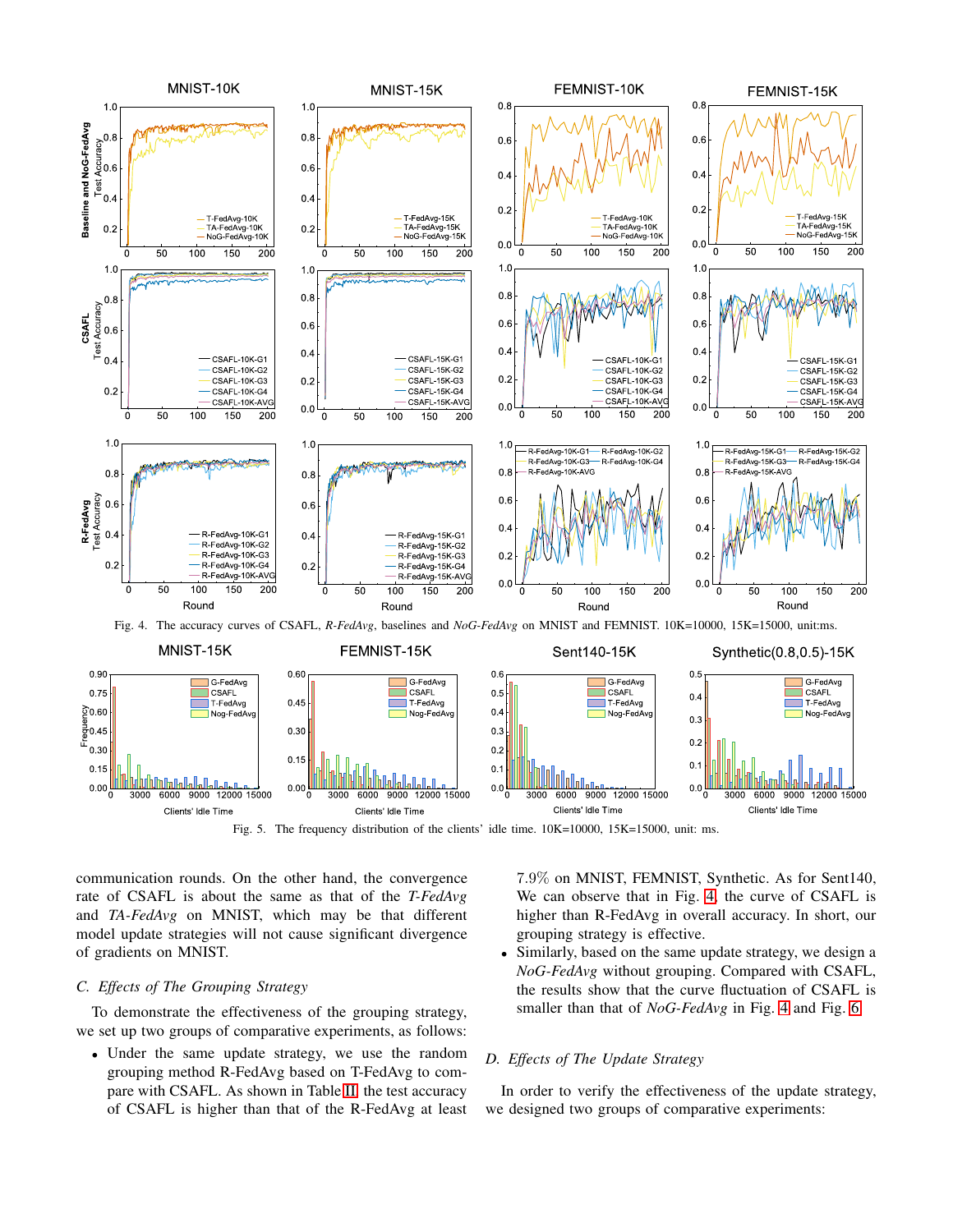Fig. 4. The accuracy curves of CSAFL, *R-FedAvg*, baselines and *NoG-FedAvg* on MNIST and FEMNIST. 10K=10000, 15K=15000, unit:ms.

Fig. 5. The frequency distribution of the clients' idle time. 10K=10000, 15K=15000, unit: ms.

communication rounds. On the other hand, the convergence rate of CSAFL is about the same as that of the *T-FedAvg* and *TA-FedAvg* on MNIST, which may be that different model update strategies will not cause significant divergence of gradients on MNIST.

### C. Effects of The Grouping Strategy

To demonstrate the effectiveness of the grouping strategy, we set up two groups of comparative experiments, as follows:

- Under the same update strategy, we use the random grouping method R-FedAvg based on T-FedAvg to compare with CSAFL. As shown in Table III, the test accuracy of CSAFL is higher than that of the R-FedAvg at least 7.9% on MNIST, FEMNIST, Synthetic. As for Sent140, We can observe that in Fig. 4, the curve of CSAFL is higher than R-FedAvg in overall accuracy. In short, our grouping strategy is effective.
- Similarly, based on the same update strategy, we design a *NoG-FedAvg* without grouping. Compared with CSAFL, the results show that the curve fluctuation of CSAFL is smaller than that of *NoG-FedAvg* in Fig. 4 and Fig. 6.

### D. Effects of The Update Strategy

In order to verify the effectiveness of the update strategy, we designed two groups of comparative experiments: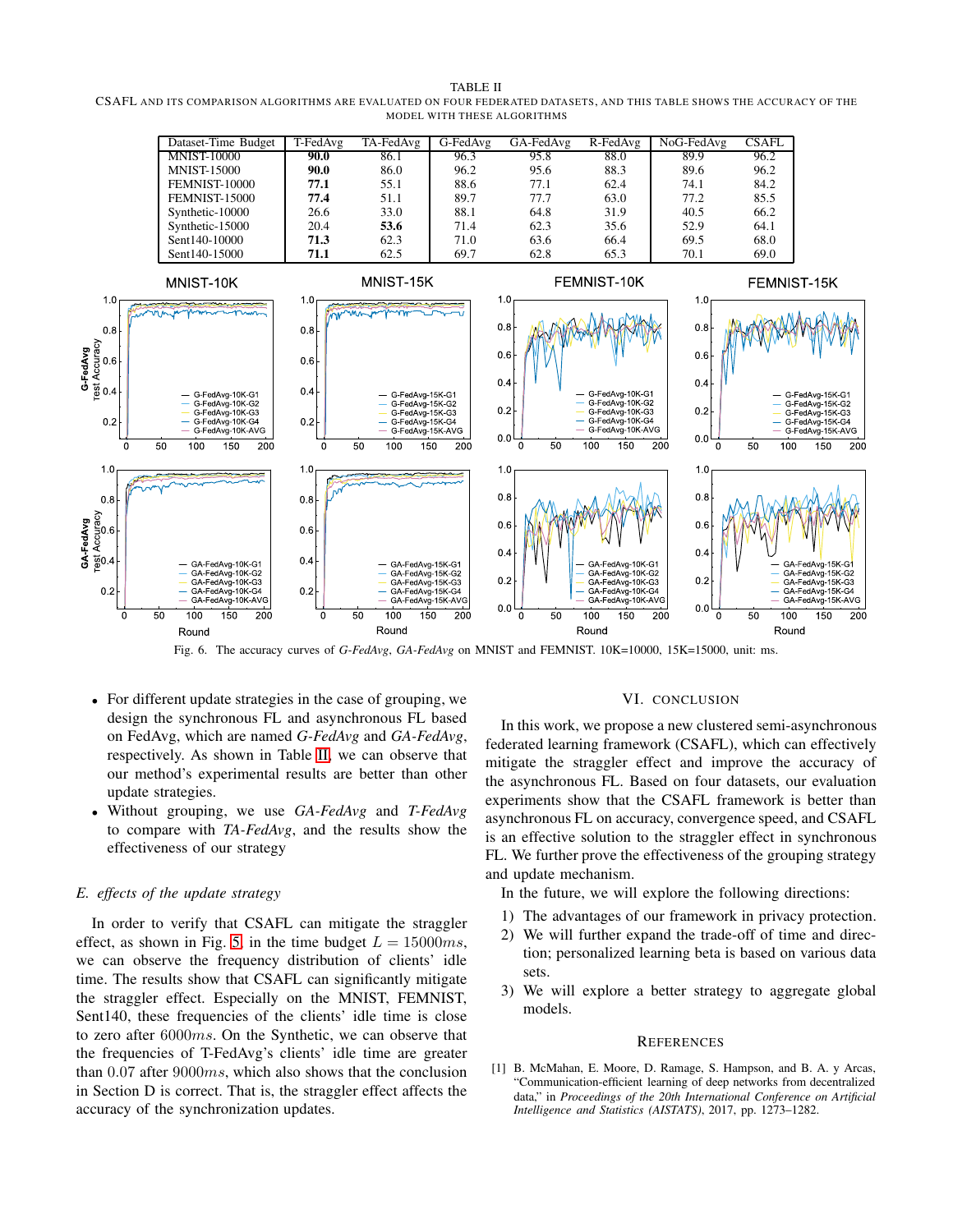TABLE II
CSAFL AND ITS COMPARISON ALGORITHMS ARE EVALUATED ON FOUR FEDERATED DATASETS, AND THIS TABLE SHOWS THE ACCURACY OF THE MODEL WITH THESE ALGORITHMS

| Dataset-Time Budget | T-FedAvg | TA-FedAvg | G-FedAvg | GA-FedAvg | R-FedAvg | NoG-FedAvg | CSAFL |
|---|---|---|---|---|---|---|---|
| MNIST-10000 | **90.0** | 86.1 | 96.3 | 95.8 | 88.0 | 89.9 | 96.2 |
| MNIST-15000 | **90.0** | 86.0 | 96.2 | 95.6 | 88.3 | 89.6 | 96.2 |
| FEMNIST-10000 | **77.1** | 55.1 | 88.6 | 77.1 | 62.4 | 74.1 | 84.2 |
| FEMNIST-15000 | **77.4** | 51.1 | 89.7 | 77.7 | 63.0 | 77.2 | 85.5 |
| Synthetic-10000 | 26.6 | 33.0 | 88.1 | 64.8 | 31.9 | 40.5 | 66.2 |
| Synthetic-15000 | 20.4 | **53.6** | 71.4 | 62.3 | 35.6 | 52.9 | 64.1 |
| Sent140-10000 | **71.3** | 62.3 | 71.0 | 63.6 | 66.4 | 69.5 | 68.0 |
| Sent140-15000 | **71.1** | 62.5 | 69.7 | 62.8 | 65.3 | 70.1 | 69.0 |

Fig. 6. The accuracy curves of *G-FedAvg*, *GA-FedAvg* on MNIST and FEMNIST. 10K=10000, 15K=15000, unit: ms.

- For different update strategies in the case of grouping, we design the synchronous FL and asynchronous FL based on FedAvg, which are named *G-FedAvg* and *GA-FedAvg*, respectively. As shown in Table II, we can observe that our method's experimental results are better than other update strategies.
- Without grouping, we use *GA-FedAvg* and *T-FedAvg* to compare with *TA-FedAvg*, and the results show the effectiveness of our strategy

### *E. effects of the update strategy*

In order to verify that CSAFL can mitigate the straggler effect, as shown in Fig. 5, in the time budget $L = 15000ms$, we can observe the frequency distribution of clients' idle time. The results show that CSAFL can significantly mitigate the straggler effect. Especially on the MNIST, FEMNIST, Sent140, these frequencies of the clients' idle time is close to zero after $6000ms$. On the Synthetic, we can observe that the frequencies of T-FedAvg's clients' idle time are greater than $0.07$ after $9000ms$, which also shows that the conclusion in Section D is correct. That is, the straggler effect affects the accuracy of the synchronization updates.

## VI. CONCLUSION

In this work, we propose a new clustered semi-asynchronous federated learning framework (CSAFL), which can effectively mitigate the straggler effect and improve the accuracy of the asynchronous FL. Based on four datasets, our evaluation experiments show that the CSAFL framework is better than asynchronous FL on accuracy, convergence speed, and CSAFL is an effective solution to the straggler effect in synchronous FL. We further prove the effectiveness of the grouping strategy and update mechanism.

In the future, we will explore the following directions:

1) The advantages of our framework in privacy protection.
2) We will further expand the trade-off of time and direction; personalized learning beta is based on various data sets.
3) We will explore a better strategy to aggregate global models.

## REFERENCES

[1] B. McMahan, E. Moore, D. Ramage, S. Hampson, and B. A. y Arcas, "Communication-efficient learning of deep networks from decentralized data," in *Proceedings of the 20th International Conference on Artificial Intelligence and Statistics (AISTATS)*, 2017, pp. 1273–1282.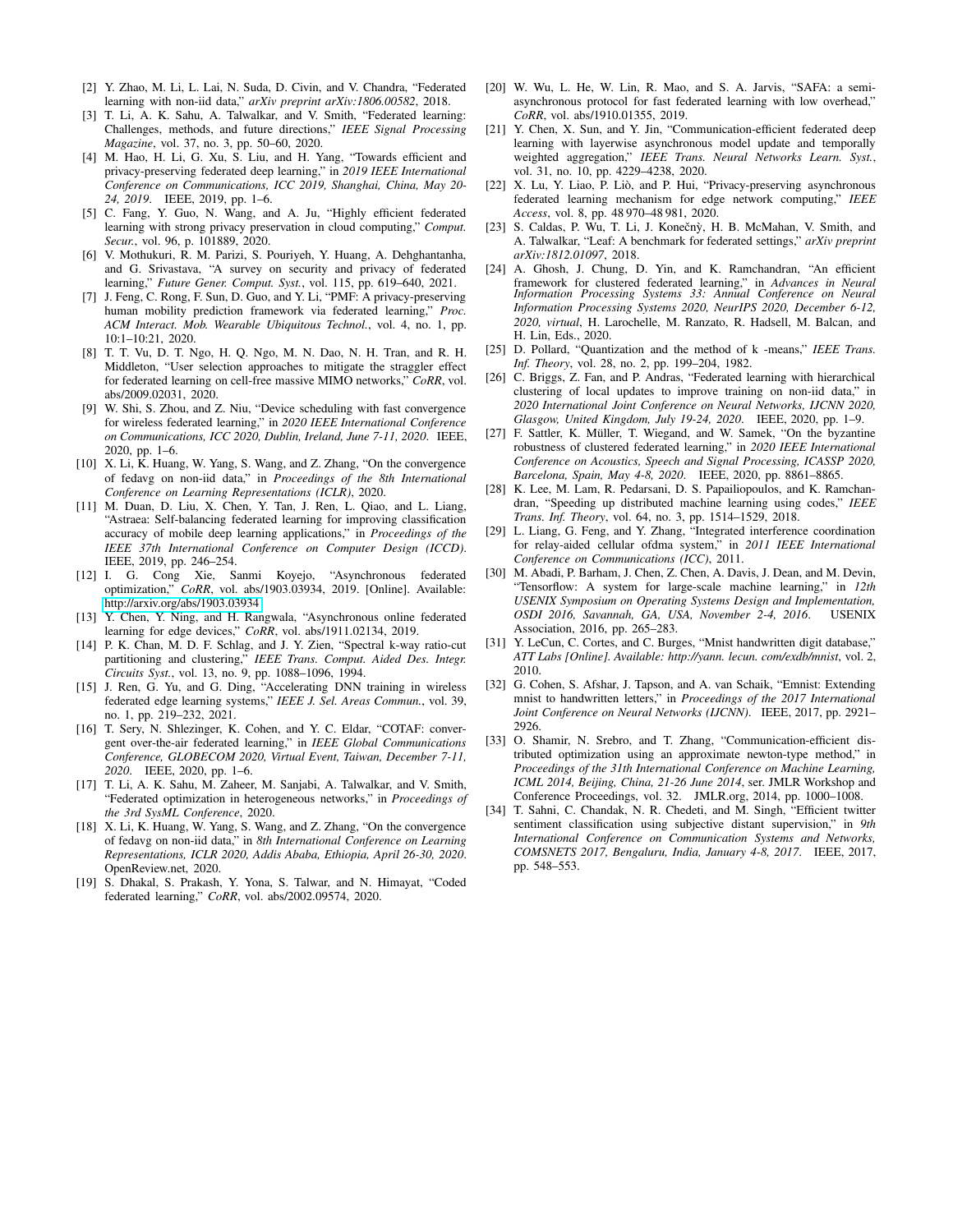[2] Y. Zhao, M. Li, L. Lai, N. Suda, D. Civin, and V. Chandra, "Federated learning with non-iid data," *arXiv preprint arXiv:1806.00582*, 2018.

[3] T. Li, A. K. Sahu, A. Talwalkar, and V. Smith, "Federated learning: Challenges, methods, and future directions," *IEEE Signal Processing Magazine*, vol. 37, no. 3, pp. 50–60, 2020.

[4] M. Hao, H. Li, G. Xu, S. Liu, and H. Yang, "Towards efficient and privacy-preserving federated deep learning," in *2019 IEEE International Conference on Communications, ICC 2019, Shanghai, China, May 20-24, 2019*. IEEE, 2019, pp. 1–6.

[5] C. Fang, Y. Guo, N. Wang, and A. Ju, "Highly efficient federated learning with strong privacy preservation in cloud computing," *Comput. Secur.*, vol. 96, p. 101889, 2020.

[6] V. Mothukuri, R. M. Parizi, S. Pouriyeh, Y. Huang, A. Dehghantanha, and G. Srivastava, "A survey on security and privacy of federated learning," *Future Gener. Comput. Syst.*, vol. 115, pp. 619–640, 2021.

[7] J. Feng, C. Rong, F. Sun, D. Guo, and Y. Li, "PMF: A privacy-preserving human mobility prediction framework via federated learning," *Proc. ACM Interact. Mob. Wearable Ubiquitous Technol.*, vol. 4, no. 1, pp. 10:1–10:21, 2020.

[8] T. T. Vu, D. T. Ngo, H. Q. Ngo, M. N. Dao, N. H. Tran, and R. H. Middleton, "User selection approaches to mitigate the straggler effect for federated learning on cell-free massive MIMO networks," *CoRR*, vol. abs/2009.02031, 2020.

[9] W. Shi, S. Zhou, and Z. Niu, "Device scheduling with fast convergence for wireless federated learning," in *2020 IEEE International Conference on Communications, ICC 2020, Dublin, Ireland, June 7-11, 2020*. IEEE, 2020, pp. 1–6.

[10] X. Li, K. Huang, W. Yang, S. Wang, and Z. Zhang, "On the convergence of fedavg on non-iid data," in *Proceedings of the 8th International Conference on Learning Representations (ICLR)*, 2020.

[11] M. Duan, D. Liu, X. Chen, Y. Tan, J. Ren, L. Qiao, and L. Liang, "Astraea: Self-balancing federated learning for improving classification accuracy of mobile deep learning applications," in *Proceedings of the IEEE 37th International Conference on Computer Design (ICCD)*. IEEE, 2019, pp. 246–254.

[12] I. G. Cong Xie, Sanmi Koyejo, "Asynchronous federated optimization," *CoRR*, vol. abs/1903.03934, 2019. [Online]. Available: http://arxiv.org/abs/1903.03934

[13] Y. Chen, Y. Ning, and H. Rangwala, "Asynchronous online federated learning for edge devices," *CoRR*, vol. abs/1911.02134, 2019.

[14] P. K. Chan, M. D. F. Schlag, and J. Y. Zien, "Spectral k-way ratio-cut partitioning and clustering," *IEEE Trans. Comput. Aided Des. Integr. Circuits Syst.*, vol. 13, no. 9, pp. 1088–1096, 1994.

[15] J. Ren, G. Yu, and G. Ding, "Accelerating DNN training in wireless federated edge learning systems," *IEEE J. Sel. Areas Commun.*, vol. 39, no. 1, pp. 219–232, 2021.

[16] T. Sery, N. Shlezinger, K. Cohen, and Y. C. Eldar, "COTAF: convergent over-the-air federated learning," in *IEEE Global Communications Conference, GLOBECOM 2020, Virtual Event, Taiwan, December 7-11, 2020*. IEEE, 2020, pp. 1–6.

[17] T. Li, A. K. Sahu, M. Zaheer, M. Sanjabi, A. Talwalkar, and V. Smith, "Federated optimization in heterogeneous networks," in *Proceedings of the 3rd SysML Conference*, 2020.

[18] X. Li, K. Huang, W. Yang, S. Wang, and Z. Zhang, "On the convergence of fedavg on non-iid data," in *8th International Conference on Learning Representations, ICLR 2020, Addis Ababa, Ethiopia, April 26-30, 2020*. OpenReview.net, 2020.

[19] S. Dhakal, S. Prakash, Y. Yona, S. Talwar, and N. Himayat, "Coded federated learning," *CoRR*, vol. abs/2002.09574, 2020.

[20] W. Wu, L. He, W. Lin, R. Mao, and S. A. Jarvis, "SAFA: a semi-asynchronous protocol for fast federated learning with low overhead," *CoRR*, vol. abs/1910.01355, 2019.

[21] Y. Chen, X. Sun, and Y. Jin, "Communication-efficient federated deep learning with layerwise asynchronous model update and temporally weighted aggregation," *IEEE Trans. Neural Networks Learn. Syst.*, vol. 31, no. 10, pp. 4229–4238, 2020.

[22] X. Lu, Y. Liao, P. Liò, and P. Hui, "Privacy-preserving asynchronous federated learning mechanism for edge network computing," *IEEE Access*, vol. 8, pp. 48 970–48 981, 2020.

[23] S. Caldas, P. Wu, T. Li, J. Konečný, H. B. McMahan, V. Smith, and A. Talwalkar, "Leaf: A benchmark for federated settings," *arXiv preprint arXiv:1812.01097*, 2018.

[24] A. Ghosh, J. Chung, D. Yin, and K. Ramchandran, "An efficient framework for clustered federated learning," in *Advances in Neural Information Processing Systems 33: Annual Conference on Neural Information Processing Systems 2020, NeurIPS 2020, December 6-12, 2020, virtual*, H. Larochelle, M. Ranzato, R. Hadsell, M. Balcan, and H. Lin, Eds., 2020.

[25] D. Pollard, "Quantization and the method of k -means," *IEEE Trans. Inf. Theory*, vol. 28, no. 2, pp. 199–204, 1982.

[26] C. Briggs, Z. Fan, and P. Andras, "Federated learning with hierarchical clustering of local updates to improve training on non-iid data," in *2020 International Joint Conference on Neural Networks, IJCNN 2020, Glasgow, United Kingdom, July 19-24, 2020*. IEEE, 2020, pp. 1–9.

[27] F. Sattler, K. Müller, T. Wiegand, and W. Samek, "On the byzantine robustness of clustered federated learning," in *2020 IEEE International Conference on Acoustics, Speech and Signal Processing, ICASSP 2020, Barcelona, Spain, May 4-8, 2020*. IEEE, 2020, pp. 8861–8865.

[28] K. Lee, M. Lam, R. Pedarsani, D. S. Papailiopoulos, and K. Ramchandran, "Speeding up distributed machine learning using codes," *IEEE Trans. Inf. Theory*, vol. 64, no. 3, pp. 1514–1529, 2018.

[29] L. Liang, G. Feng, and Y. Zhang, "Integrated interference coordination for relay-aided cellular ofdma system," in *2011 IEEE International Conference on Communications (ICC)*, 2011.

[30] M. Abadi, P. Barham, J. Chen, Z. Chen, A. Davis, J. Dean, and M. Devin, "Tensorflow: A system for large-scale machine learning," in *12th USENIX Symposium on Operating Systems Design and Implementation, OSDI 2016, Savannah, GA, USA, November 2-4, 2016*. USENIX Association, 2016, pp. 265–283.

[31] Y. LeCun, C. Cortes, and C. Burges, "Mnist handwritten digit database," *ATT Labs [Online]. Available: http://yann. lecun. com/exdb/mnist*, vol. 2, 2010.

[32] G. Cohen, S. Afshar, J. Tapson, and A. van Schaik, "Emnist: Extending mnist to handwritten letters," in *Proceedings of the 2017 International Joint Conference on Neural Networks (IJCNN)*. IEEE, 2017, pp. 2921–2926.

[33] O. Shamir, N. Srebro, and T. Zhang, "Communication-efficient distributed optimization using an approximate newton-type method," in *Proceedings of the 31th International Conference on Machine Learning, ICML 2014, Beijing, China, 21-26 June 2014*, ser. JMLR Workshop and Conference Proceedings, vol. 32. JMLR.org, 2014, pp. 1000–1008.

[34] T. Sahni, C. Chandak, N. R. Chedeti, and M. Singh, "Efficient twitter sentiment classification using subjective distant supervision," in *9th International Conference on Communication Systems and Networks, COMSNETS 2017, Bengaluru, India, January 4-8, 2017*. IEEE, 2017, pp. 548–553.